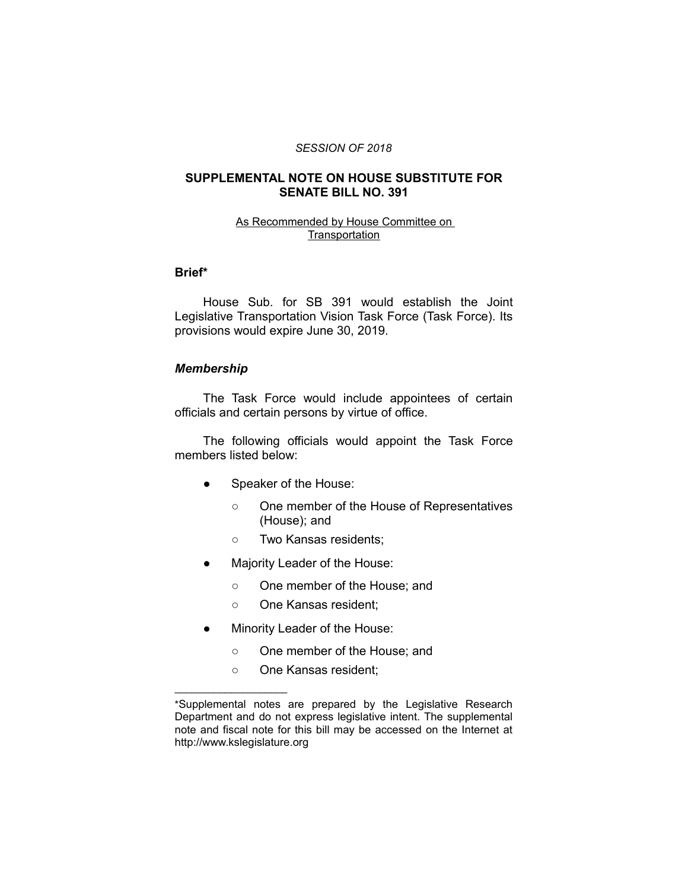*SESSION OF 2018*

# SUPPLEMENTAL NOTE ON HOUSE SUBSTITUTE FOR SENATE BILL NO. 391

As Recommended by House Committee on Transportation

## Brief*

House Sub. for SB 391 would establish the Joint Legislative Transportation Vision Task Force (Task Force). Its provisions would expire June 30, 2019.

### *Membership*

The Task Force would include appointees of certain officials and certain persons by virtue of office.

The following officials would appoint the Task Force members listed below:

- Speaker of the House:
  - One member of the House of Representatives (House); and
  - Two Kansas residents;
- Majority Leader of the House:
  - One member of the House; and
  - One Kansas resident;
- Minority Leader of the House:
  - One member of the House; and
  - One Kansas resident;

---

*Supplemental notes are prepared by the Legislative Research Department and do not express legislative intent. The supplemental note and fiscal note for this bill may be accessed on the Internet at http://www.kslegislature.org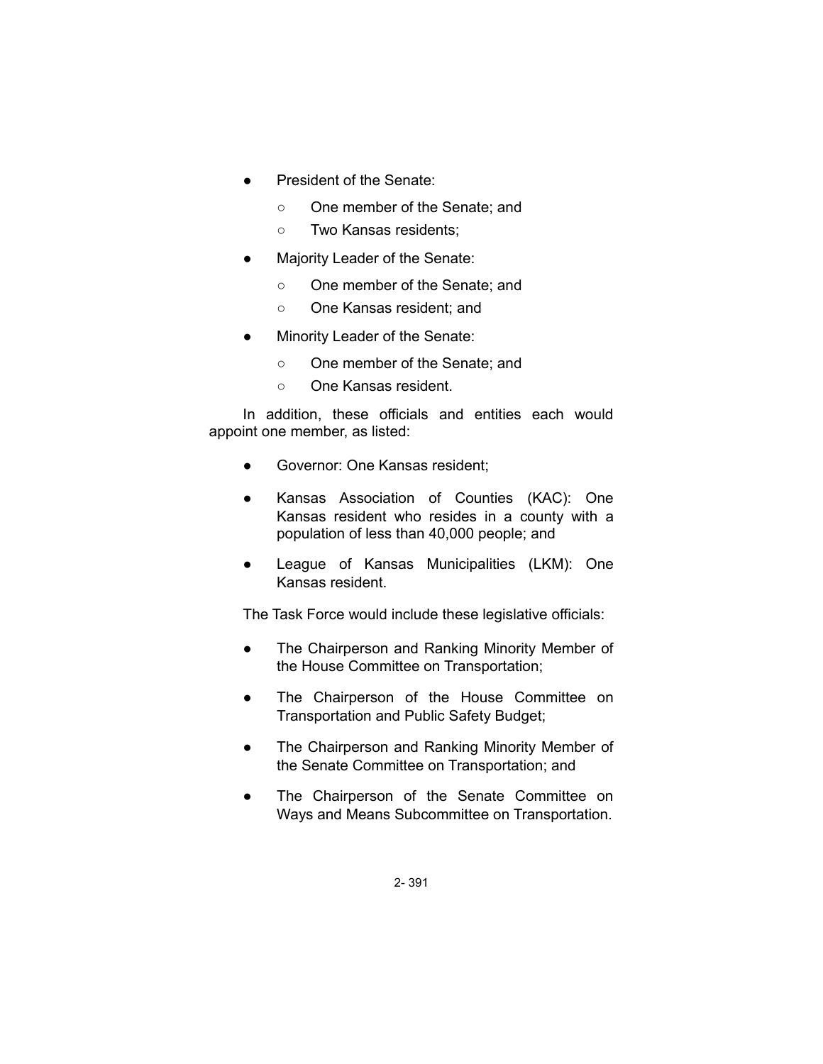- President of the Senate:
  - One member of the Senate; and
  - Two Kansas residents;
- Majority Leader of the Senate:
  - One member of the Senate; and
  - One Kansas resident; and
- Minority Leader of the Senate:
  - One member of the Senate; and
  - One Kansas resident.

In addition, these officials and entities each would appoint one member, as listed:

- Governor: One Kansas resident;
- Kansas Association of Counties (KAC): One Kansas resident who resides in a county with a population of less than 40,000 people; and
- League of Kansas Municipalities (LKM): One Kansas resident.

The Task Force would include these legislative officials:

- The Chairperson and Ranking Minority Member of the House Committee on Transportation;
- The Chairperson of the House Committee on Transportation and Public Safety Budget;
- The Chairperson and Ranking Minority Member of the Senate Committee on Transportation; and
- The Chairperson of the Senate Committee on Ways and Means Subcommittee on Transportation.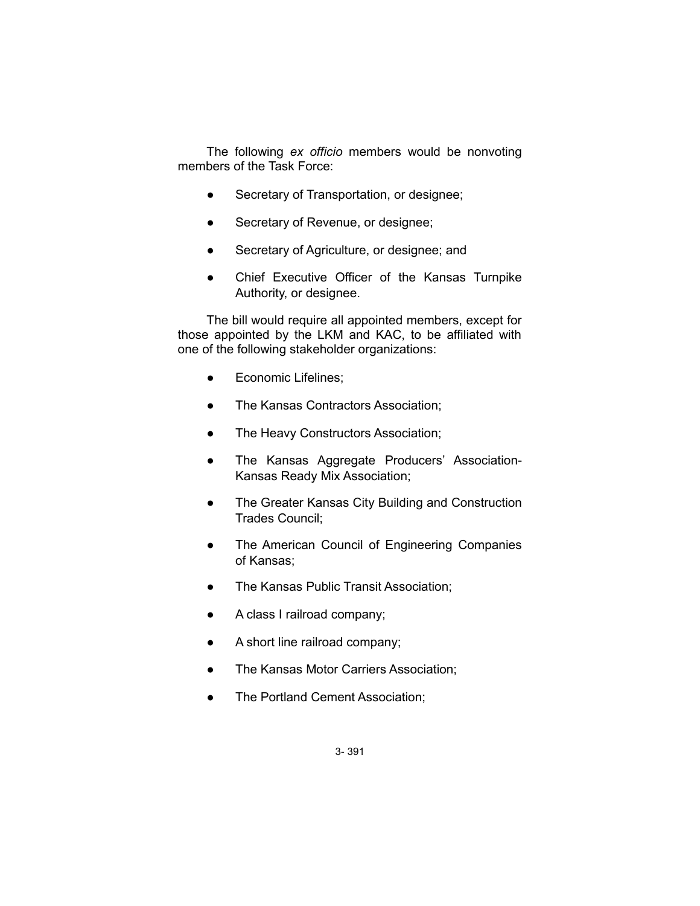The following *ex officio* members would be nonvoting members of the Task Force:

- Secretary of Transportation, or designee;
- Secretary of Revenue, or designee;
- Secretary of Agriculture, or designee; and
- Chief Executive Officer of the Kansas Turnpike Authority, or designee.

The bill would require all appointed members, except for those appointed by the LKM and KAC, to be affiliated with one of the following stakeholder organizations:

- Economic Lifelines;
- The Kansas Contractors Association;
- The Heavy Constructors Association;
- The Kansas Aggregate Producers' Association-Kansas Ready Mix Association;
- The Greater Kansas City Building and Construction Trades Council;
- The American Council of Engineering Companies of Kansas;
- The Kansas Public Transit Association;
- A class I railroad company;
- A short line railroad company;
- The Kansas Motor Carriers Association;
- The Portland Cement Association;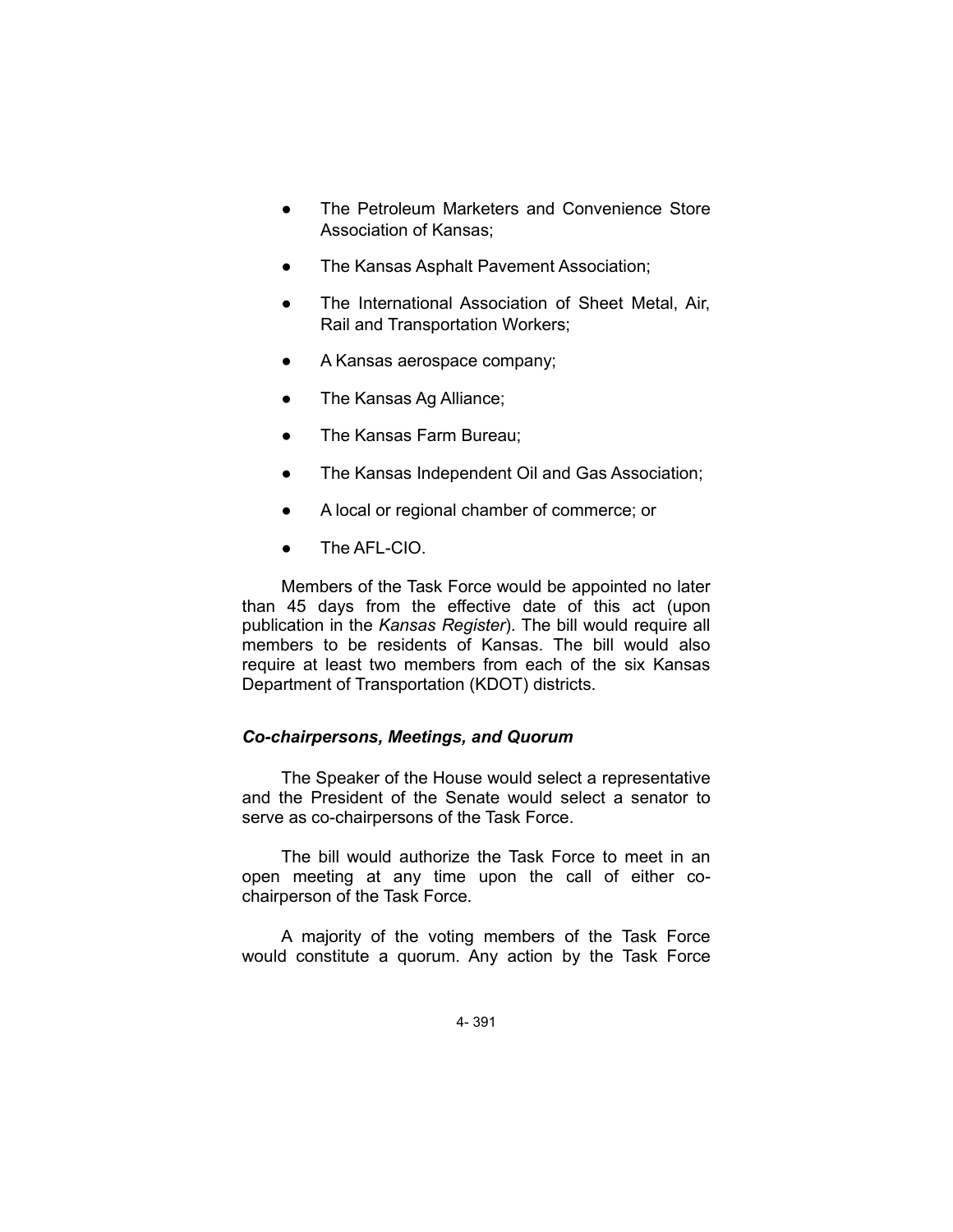- The Petroleum Marketers and Convenience Store Association of Kansas;
- The Kansas Asphalt Pavement Association;
- The International Association of Sheet Metal, Air, Rail and Transportation Workers;
- A Kansas aerospace company;
- The Kansas Ag Alliance;
- The Kansas Farm Bureau;
- The Kansas Independent Oil and Gas Association;
- A local or regional chamber of commerce; or
- The AFL-CIO.

Members of the Task Force would be appointed no later than 45 days from the effective date of this act (upon publication in the *Kansas Register*). The bill would require all members to be residents of Kansas. The bill would also require at least two members from each of the six Kansas Department of Transportation (KDOT) districts.

### *Co-chairpersons, Meetings, and Quorum*

The Speaker of the House would select a representative and the President of the Senate would select a senator to serve as co-chairpersons of the Task Force.

The bill would authorize the Task Force to meet in an open meeting at any time upon the call of either co-chairperson of the Task Force.

A majority of the voting members of the Task Force would constitute a quorum. Any action by the Task Force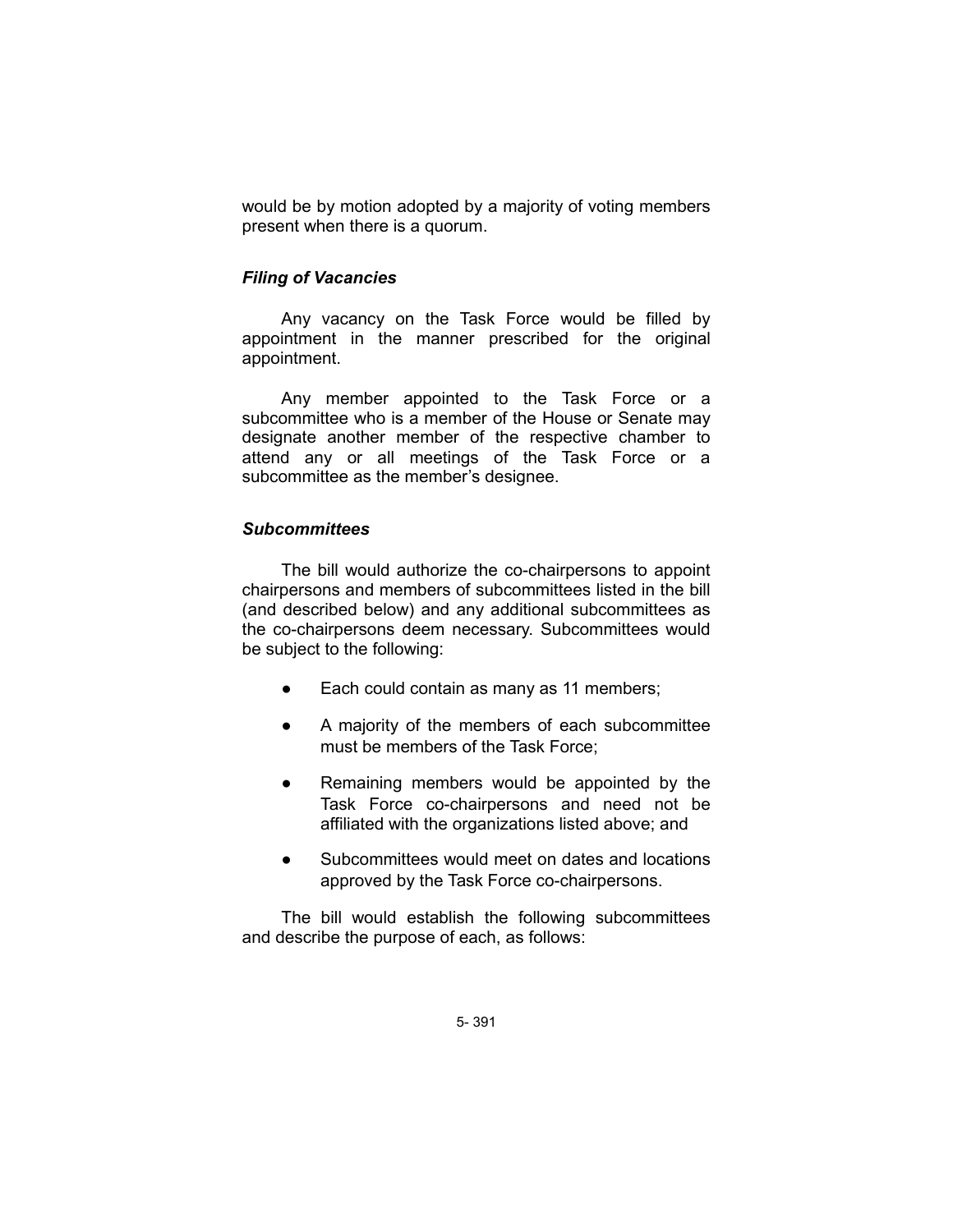would be by motion adopted by a majority of voting members present when there is a quorum.

### *Filing of Vacancies*

Any vacancy on the Task Force would be filled by appointment in the manner prescribed for the original appointment.

Any member appointed to the Task Force or a subcommittee who is a member of the House or Senate may designate another member of the respective chamber to attend any or all meetings of the Task Force or a subcommittee as the member's designee.

### *Subcommittees*

The bill would authorize the co-chairpersons to appoint chairpersons and members of subcommittees listed in the bill (and described below) and any additional subcommittees as the co-chairpersons deem necessary. Subcommittees would be subject to the following:

- Each could contain as many as 11 members;
- A majority of the members of each subcommittee must be members of the Task Force;
- Remaining members would be appointed by the Task Force co-chairpersons and need not be affiliated with the organizations listed above; and
- Subcommittees would meet on dates and locations approved by the Task Force co-chairpersons.

The bill would establish the following subcommittees and describe the purpose of each, as follows: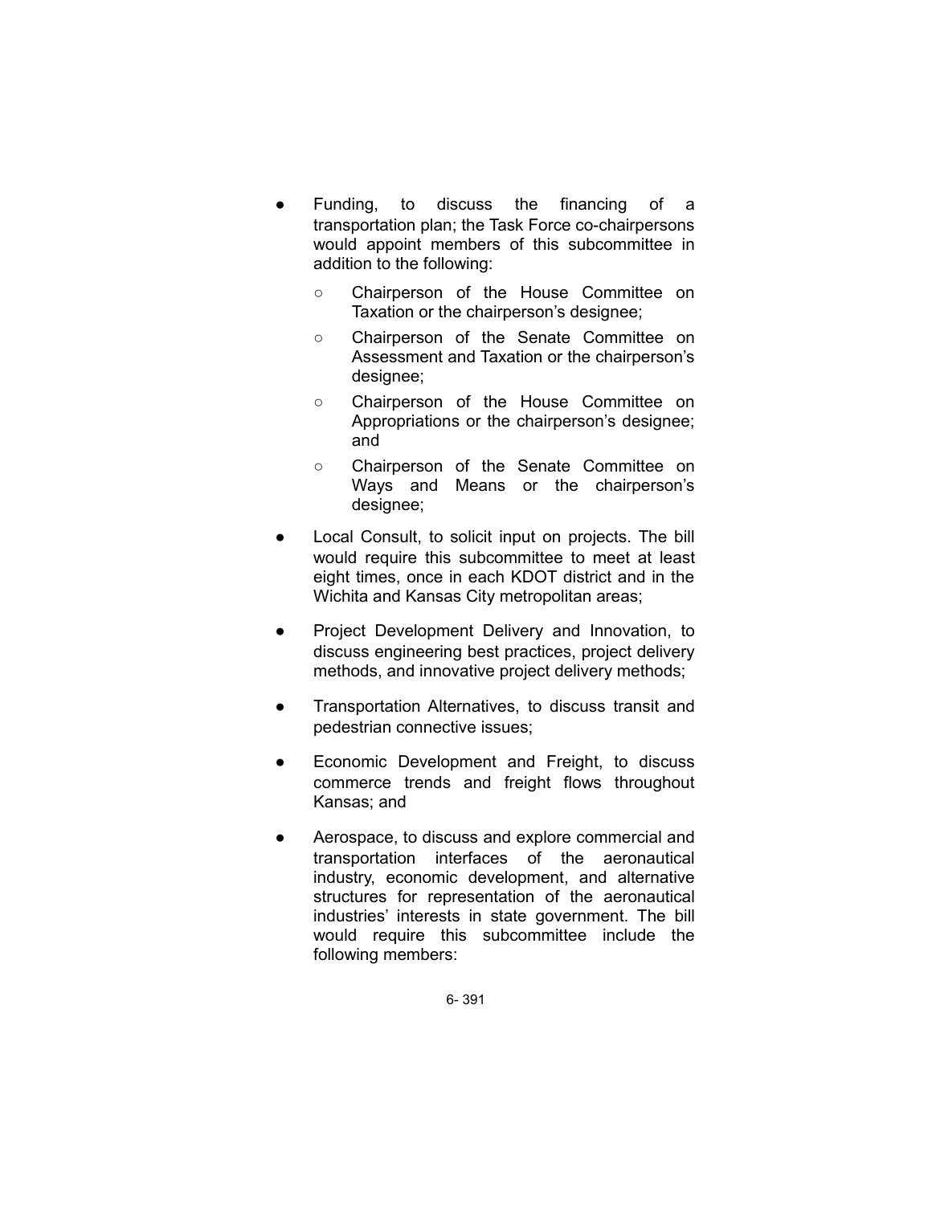- Funding, to discuss the financing of a transportation plan; the Task Force co-chairpersons would appoint members of this subcommittee in addition to the following:
  - Chairperson of the House Committee on Taxation or the chairperson's designee;
  - Chairperson of the Senate Committee on Assessment and Taxation or the chairperson's designee;
  - Chairperson of the House Committee on Appropriations or the chairperson's designee; and
  - Chairperson of the Senate Committee on Ways and Means or the chairperson's designee;
- Local Consult, to solicit input on projects. The bill would require this subcommittee to meet at least eight times, once in each KDOT district and in the Wichita and Kansas City metropolitan areas;
- Project Development Delivery and Innovation, to discuss engineering best practices, project delivery methods, and innovative project delivery methods;
- Transportation Alternatives, to discuss transit and pedestrian connective issues;
- Economic Development and Freight, to discuss commerce trends and freight flows throughout Kansas; and
- Aerospace, to discuss and explore commercial and transportation interfaces of the aeronautical industry, economic development, and alternative structures for representation of the aeronautical industries' interests in state government. The bill would require this subcommittee include the following members: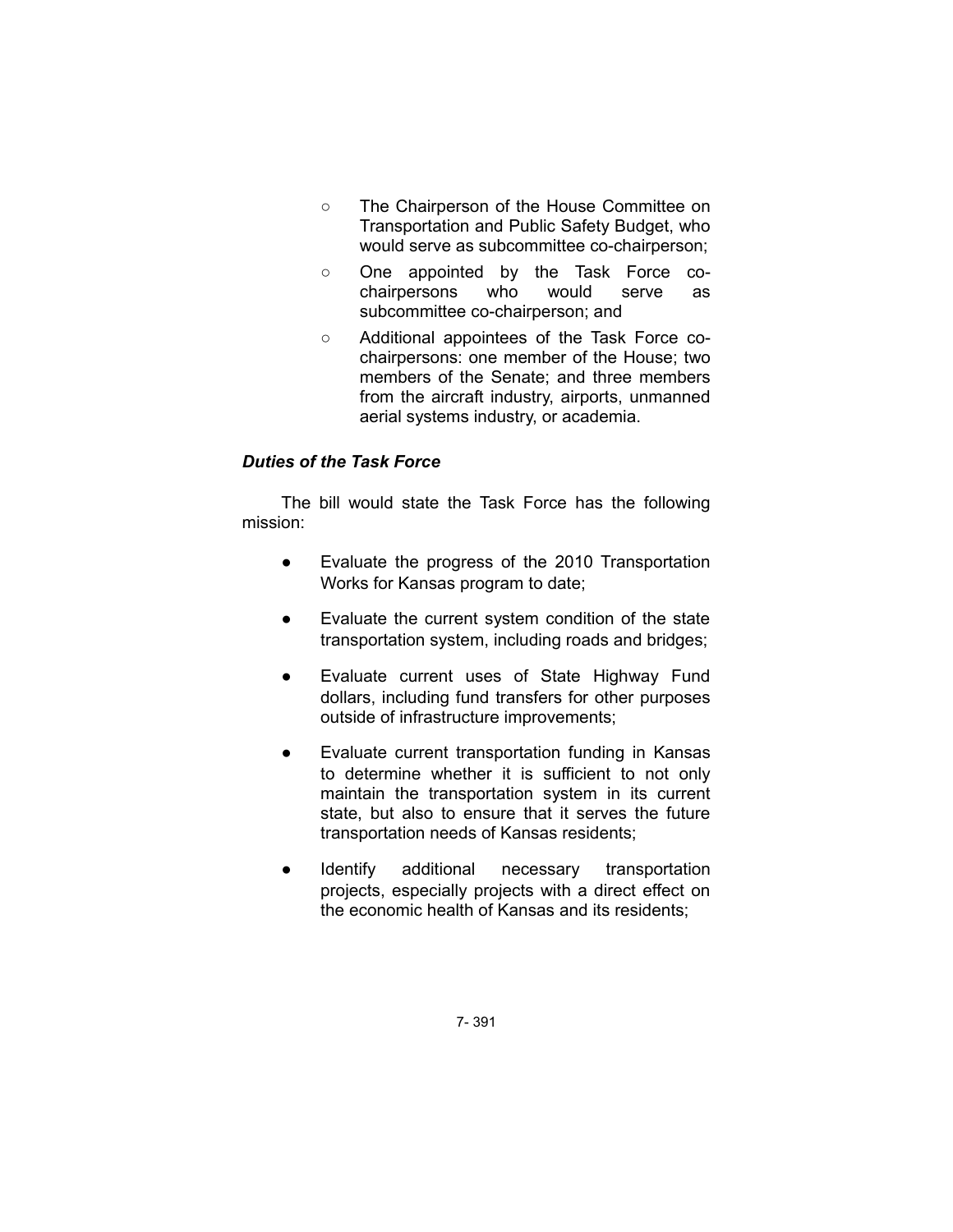- The Chairperson of the House Committee on Transportation and Public Safety Budget, who would serve as subcommittee co-chairperson;
- One appointed by the Task Force co-chairpersons who would serve as subcommittee co-chairperson; and
- Additional appointees of the Task Force co-chairpersons: one member of the House; two members of the Senate; and three members from the aircraft industry, airports, unmanned aerial systems industry, or academia.

***Duties of the Task Force***

The bill would state the Task Force has the following mission:

- Evaluate the progress of the 2010 Transportation Works for Kansas program to date;
- Evaluate the current system condition of the state transportation system, including roads and bridges;
- Evaluate current uses of State Highway Fund dollars, including fund transfers for other purposes outside of infrastructure improvements;
- Evaluate current transportation funding in Kansas to determine whether it is sufficient to not only maintain the transportation system in its current state, but also to ensure that it serves the future transportation needs of Kansas residents;
- Identify additional necessary transportation projects, especially projects with a direct effect on the economic health of Kansas and its residents;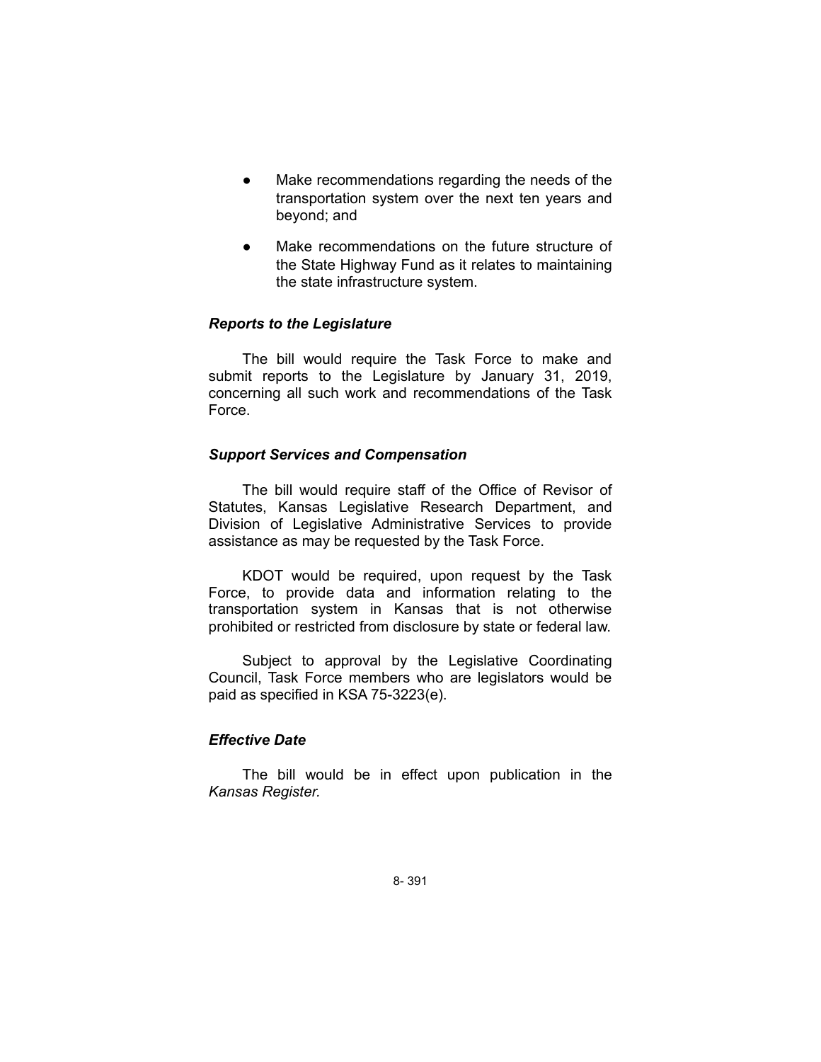- Make recommendations regarding the needs of the transportation system over the next ten years and beyond; and
- Make recommendations on the future structure of the State Highway Fund as it relates to maintaining the state infrastructure system.

### *Reports to the Legislature*

The bill would require the Task Force to make and submit reports to the Legislature by January 31, 2019, concerning all such work and recommendations of the Task Force.

### *Support Services and Compensation*

The bill would require staff of the Office of Revisor of Statutes, Kansas Legislative Research Department, and Division of Legislative Administrative Services to provide assistance as may be requested by the Task Force.

KDOT would be required, upon request by the Task Force, to provide data and information relating to the transportation system in Kansas that is not otherwise prohibited or restricted from disclosure by state or federal law.

Subject to approval by the Legislative Coordinating Council, Task Force members who are legislators would be paid as specified in KSA 75-3223(e).

### *Effective Date*

The bill would be in effect upon publication in the *Kansas Register.*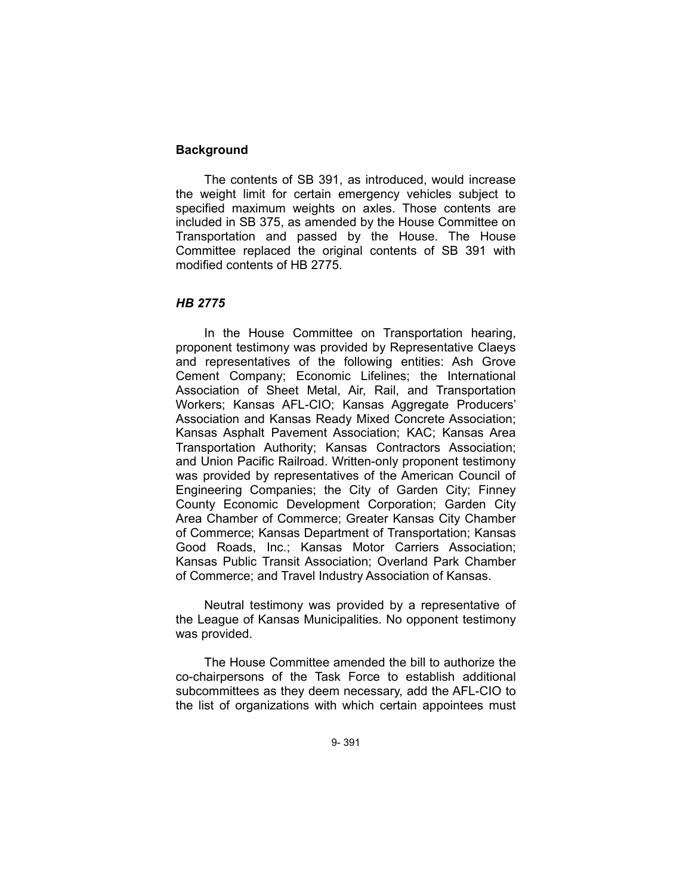## Background

The contents of SB 391, as introduced, would increase the weight limit for certain emergency vehicles subject to specified maximum weights on axles. Those contents are included in SB 375, as amended by the House Committee on Transportation and passed by the House. The House Committee replaced the original contents of SB 391 with modified contents of HB 2775.

### *HB 2775*

In the House Committee on Transportation hearing, proponent testimony was provided by Representative Claeys and representatives of the following entities: Ash Grove Cement Company; Economic Lifelines; the International Association of Sheet Metal, Air, Rail, and Transportation Workers; Kansas AFL-CIO; Kansas Aggregate Producers' Association and Kansas Ready Mixed Concrete Association; Kansas Asphalt Pavement Association; KAC; Kansas Area Transportation Authority; Kansas Contractors Association; and Union Pacific Railroad. Written-only proponent testimony was provided by representatives of the American Council of Engineering Companies; the City of Garden City; Finney County Economic Development Corporation; Garden City Area Chamber of Commerce; Greater Kansas City Chamber of Commerce; Kansas Department of Transportation; Kansas Good Roads, Inc.; Kansas Motor Carriers Association; Kansas Public Transit Association; Overland Park Chamber of Commerce; and Travel Industry Association of Kansas.

Neutral testimony was provided by a representative of the League of Kansas Municipalities. No opponent testimony was provided.

The House Committee amended the bill to authorize the co-chairpersons of the Task Force to establish additional subcommittees as they deem necessary, add the AFL-CIO to the list of organizations with which certain appointees must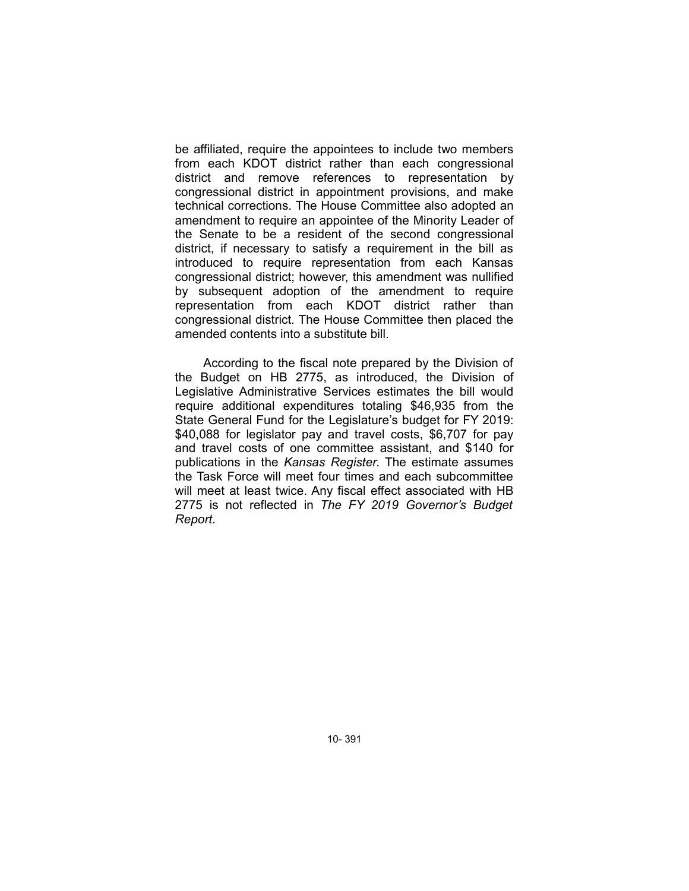be affiliated, require the appointees to include two members from each KDOT district rather than each congressional district and remove references to representation by congressional district in appointment provisions, and make technical corrections. The House Committee also adopted an amendment to require an appointee of the Minority Leader of the Senate to be a resident of the second congressional district, if necessary to satisfy a requirement in the bill as introduced to require representation from each Kansas congressional district; however, this amendment was nullified by subsequent adoption of the amendment to require representation from each KDOT district rather than congressional district. The House Committee then placed the amended contents into a substitute bill.

According to the fiscal note prepared by the Division of the Budget on HB 2775, as introduced, the Division of Legislative Administrative Services estimates the bill would require additional expenditures totaling $46,935 from the State General Fund for the Legislature's budget for FY 2019: $40,088 for legislator pay and travel costs, $6,707 for pay and travel costs of one committee assistant, and $140 for publications in the *Kansas Register*. The estimate assumes the Task Force will meet four times and each subcommittee will meet at least twice. Any fiscal effect associated with HB 2775 is not reflected in *The FY 2019 Governor's Budget Report*.